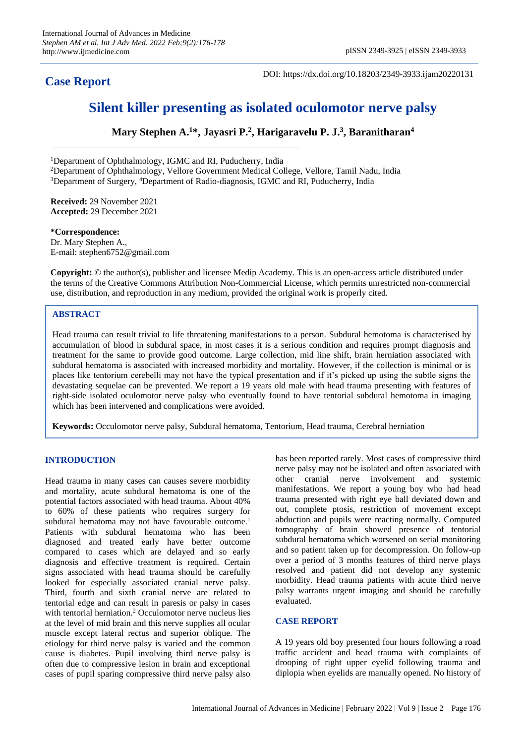**Case Report**

DOI: https://dx.doi.org/10.18203/2349-3933.ijam20220131

# Silent killer presenting as isolated oculomotor nerve palsy

**Mary Stephen A.[1]\*, Jayasri P.[2], Harigaravelu P. J.[3], Baranitharan[4]**

[1]Department of Ophthalmology, IGMC and RI, Puducherry, India
[2]Department of Ophthalmology, Vellore Government Medical College, Vellore, Tamil Nadu, India
[3]Department of Surgery, [4]Department of Radio-diagnosis, IGMC and RI, Puducherry, India

**Received:** 29 November 2021
**Accepted:** 29 December 2021

**\*Correspondence:**
Dr. Mary Stephen A.,
E-mail: stephen6752@gmail.com

**Copyright:** © the author(s), publisher and licensee Medip Academy. This is an open-access article distributed under the terms of the Creative Commons Attribution Non-Commercial License, which permits unrestricted non-commercial use, distribution, and reproduction in any medium, provided the original work is properly cited.

## ABSTRACT

Head trauma can result trivial to life threatening manifestations to a person. Subdural hemotoma is characterised by accumulation of blood in subdural space, in most cases it is a serious condition and requires prompt diagnosis and treatment for the same to provide good outcome. Large collection, mid line shift, brain herniation associated with subdural hematoma is associated with increased morbidity and mortality. However, if the collection is minimal or is places like tentorium cerebelli may not have the typical presentation and if it's picked up using the subtle signs the devastating sequelae can be prevented. We report a 19 years old male with head trauma presenting with features of right-side isolated oculomotor nerve palsy who eventually found to have tentorial subdural hemotoma in imaging which has been intervened and complications were avoided.

**Keywords:** Occulomotor nerve palsy, Subdural hematoma, Tentorium, Head trauma, Cerebral herniation

## INTRODUCTION

Head trauma in many cases can causes severe morbidity and mortality, acute subdural hematoma is one of the potential factors associated with head trauma. About 40% to 60% of these patients who requires surgery for subdural hematoma may not have favourable outcome.[1] Patients with subdural hematoma who has been diagnosed and treated early have better outcome compared to cases which are delayed and so early diagnosis and effective treatment is required. Certain signs associated with head trauma should be carefully looked for especially associated cranial nerve palsy. Third, fourth and sixth cranial nerve are related to tentorial edge and can result in paresis or palsy in cases with tentorial herniation.[2] Occulomotor nerve nucleus lies at the level of mid brain and this nerve supplies all ocular muscle except lateral rectus and superior oblique. The etiology for third nerve palsy is varied and the common cause is diabetes. Pupil involving third nerve palsy is often due to compressive lesion in brain and exceptional cases of pupil sparing compressive third nerve palsy also has been reported rarely. Most cases of compressive third nerve palsy may not be isolated and often associated with other cranial nerve involvement and systemic manifestations. We report a young boy who had head trauma presented with right eye ball deviated down and out, complete ptosis, restriction of movement except abduction and pupils were reacting normally. Computed tomography of brain showed presence of tentorial subdural hematoma which worsened on serial monitoring and so patient taken up for decompression. On follow-up over a period of 3 months features of third nerve plays resolved and patient did not develop any systemic morbidity. Head trauma patients with acute third nerve palsy warrants urgent imaging and should be carefully evaluated.

## CASE REPORT

A 19 years old boy presented four hours following a road traffic accident and head trauma with complaints of drooping of right upper eyelid following trauma and diplopia when eyelids are manually opened. No history of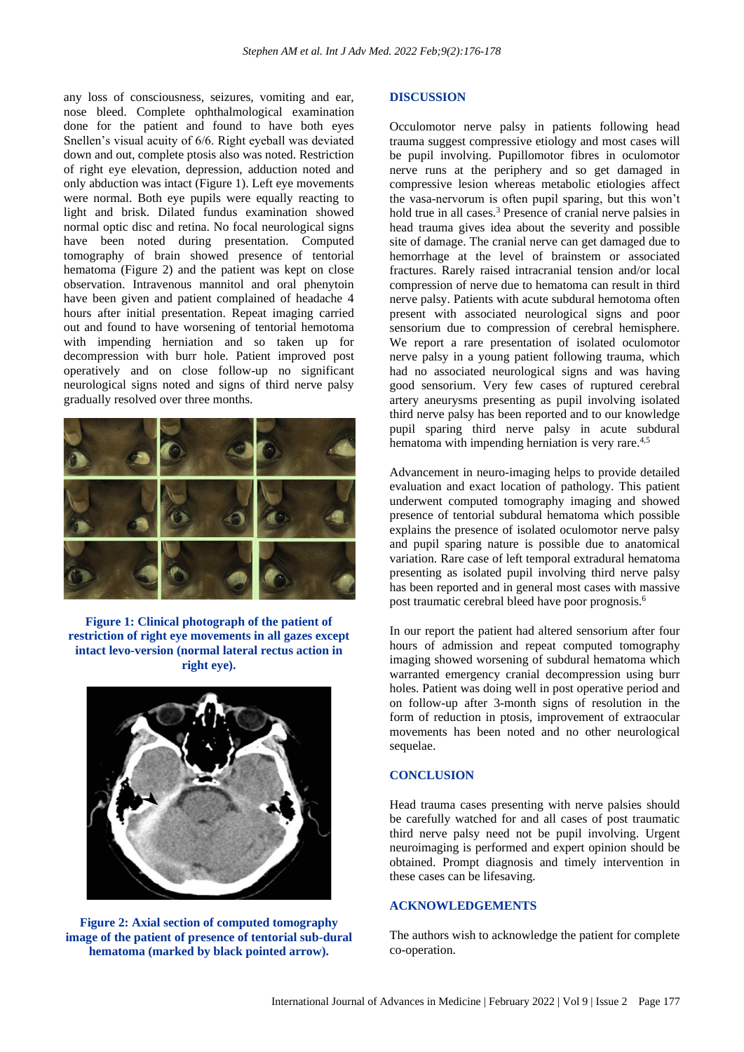any loss of consciousness, seizures, vomiting and ear, nose bleed. Complete ophthalmological examination done for the patient and found to have both eyes Snellen's visual acuity of 6/6. Right eyeball was deviated down and out, complete ptosis also was noted. Restriction of right eye elevation, depression, adduction noted and only abduction was intact (Figure 1). Left eye movements were normal. Both eye pupils were equally reacting to light and brisk. Dilated fundus examination showed normal optic disc and retina. No focal neurological signs have been noted during presentation. Computed tomography of brain showed presence of tentorial hematoma (Figure 2) and the patient was kept on close observation. Intravenous mannitol and oral phenytoin have been given and patient complained of headache 4 hours after initial presentation. Repeat imaging carried out and found to have worsening of tentorial hemotoma with impending herniation and so taken up for decompression with burr hole. Patient improved post operatively and on close follow-up no significant neurological signs noted and signs of third nerve palsy gradually resolved over three months.

**Figure 1: Clinical photograph of the patient of restriction of right eye movements in all gazes except intact levo-version (normal lateral rectus action in right eye).**

**Figure 2: Axial section of computed tomography image of the patient of presence of tentorial sub-dural hematoma (marked by black pointed arrow).**

## DISCUSSION

Occulomotor nerve palsy in patients following head trauma suggest compressive etiology and most cases will be pupil involving. Pupillomotor fibres in oculomotor nerve runs at the periphery and so get damaged in compressive lesion whereas metabolic etiologies affect the vasa-nervorum is often pupil sparing, but this won't hold true in all cases.[3] Presence of cranial nerve palsies in head trauma gives idea about the severity and possible site of damage. The cranial nerve can get damaged due to hemorrhage at the level of brainstem or associated fractures. Rarely raised intracranial tension and/or local compression of nerve due to hematoma can result in third nerve palsy. Patients with acute subdural hemotoma often present with associated neurological signs and poor sensorium due to compression of cerebral hemisphere. We report a rare presentation of isolated oculomotor nerve palsy in a young patient following trauma, which had no associated neurological signs and was having good sensorium. Very few cases of ruptured cerebral artery aneurysms presenting as pupil involving isolated third nerve palsy has been reported and to our knowledge pupil sparing third nerve palsy in acute subdural hematoma with impending herniation is very rare.[4,5]

Advancement in neuro-imaging helps to provide detailed evaluation and exact location of pathology. This patient underwent computed tomography imaging and showed presence of tentorial subdural hematoma which possible explains the presence of isolated oculomotor nerve palsy and pupil sparing nature is possible due to anatomical variation. Rare case of left temporal extradural hematoma presenting as isolated pupil involving third nerve palsy has been reported and in general most cases with massive post traumatic cerebral bleed have poor prognosis.[6]

In our report the patient had altered sensorium after four hours of admission and repeat computed tomography imaging showed worsening of subdural hematoma which warranted emergency cranial decompression using burr holes. Patient was doing well in post operative period and on follow-up after 3-month signs of resolution in the form of reduction in ptosis, improvement of extraocular movements has been noted and no other neurological sequelae.

## CONCLUSION

Head trauma cases presenting with nerve palsies should be carefully watched for and all cases of post traumatic third nerve palsy need not be pupil involving. Urgent neuroimaging is performed and expert opinion should be obtained. Prompt diagnosis and timely intervention in these cases can be lifesaving.

## ACKNOWLEDGEMENTS

The authors wish to acknowledge the patient for complete co-operation.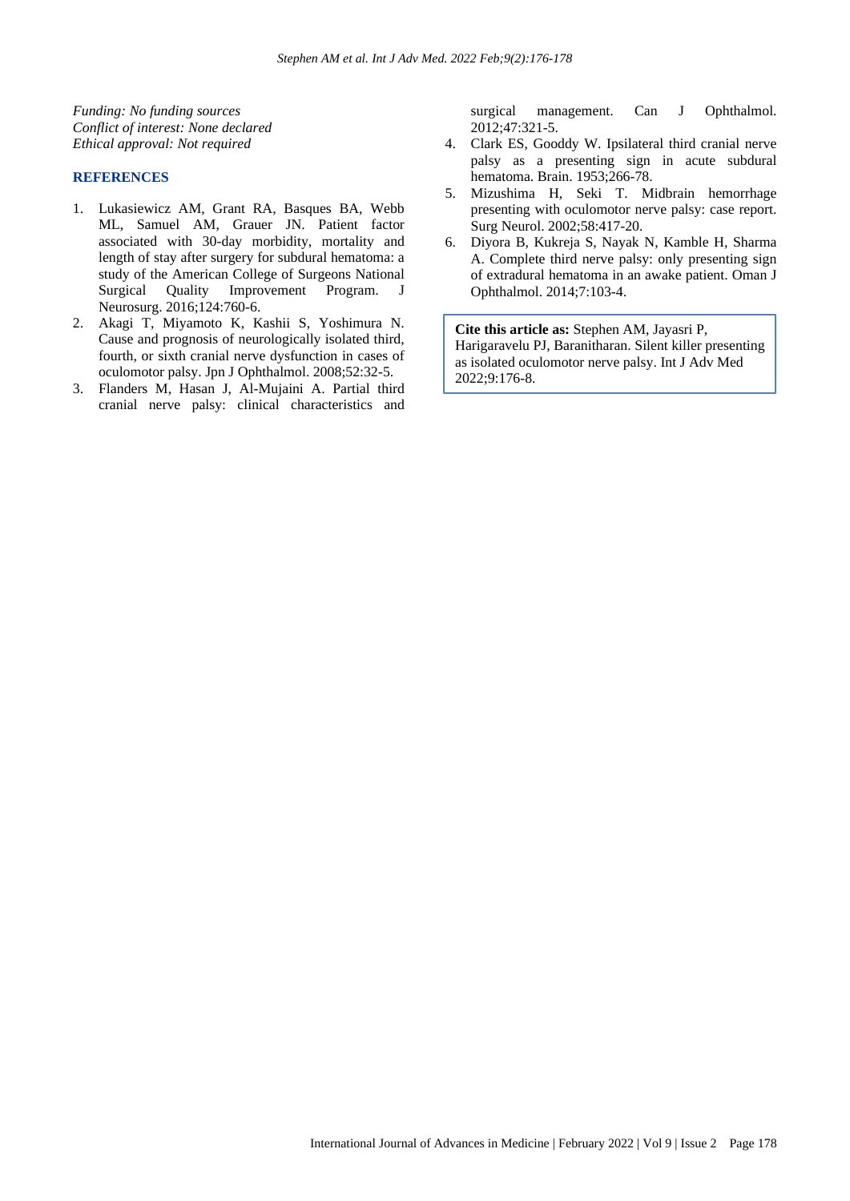*Funding: No funding sources*
*Conflict of interest: None declared*
*Ethical approval: Not required*

## REFERENCES

1. Lukasiewicz AM, Grant RA, Basques BA, Webb ML, Samuel AM, Grauer JN. Patient factor associated with 30-day morbidity, mortality and length of stay after surgery for subdural hematoma: a study of the American College of Surgeons National Surgical Quality Improvement Program. J Neurosurg. 2016;124:760-6.
2. Akagi T, Miyamoto K, Kashii S, Yoshimura N. Cause and prognosis of neurologically isolated third, fourth, or sixth cranial nerve dysfunction in cases of oculomotor palsy. Jpn J Ophthalmol. 2008;52:32-5.
3. Flanders M, Hasan J, Al-Mujaini A. Partial third cranial nerve palsy: clinical characteristics and surgical management. Can J Ophthalmol. 2012;47:321-5.
4. Clark ES, Gooddy W. Ipsilateral third cranial nerve palsy as a presenting sign in acute subdural hematoma. Brain. 1953;266-78.
5. Mizushima H, Seki T. Midbrain hemorrhage presenting with oculomotor nerve palsy: case report. Surg Neurol. 2002;58:417-20.
6. Diyora B, Kukreja S, Nayak N, Kamble H, Sharma A. Complete third nerve palsy: only presenting sign of extradural hematoma in an awake patient. Oman J Ophthalmol. 2014;7:103-4.

**Cite this article as:** Stephen AM, Jayasri P, Harigaravelu PJ, Baranitharan. Silent killer presenting as isolated oculomotor nerve palsy. Int J Adv Med 2022;9:176-8.